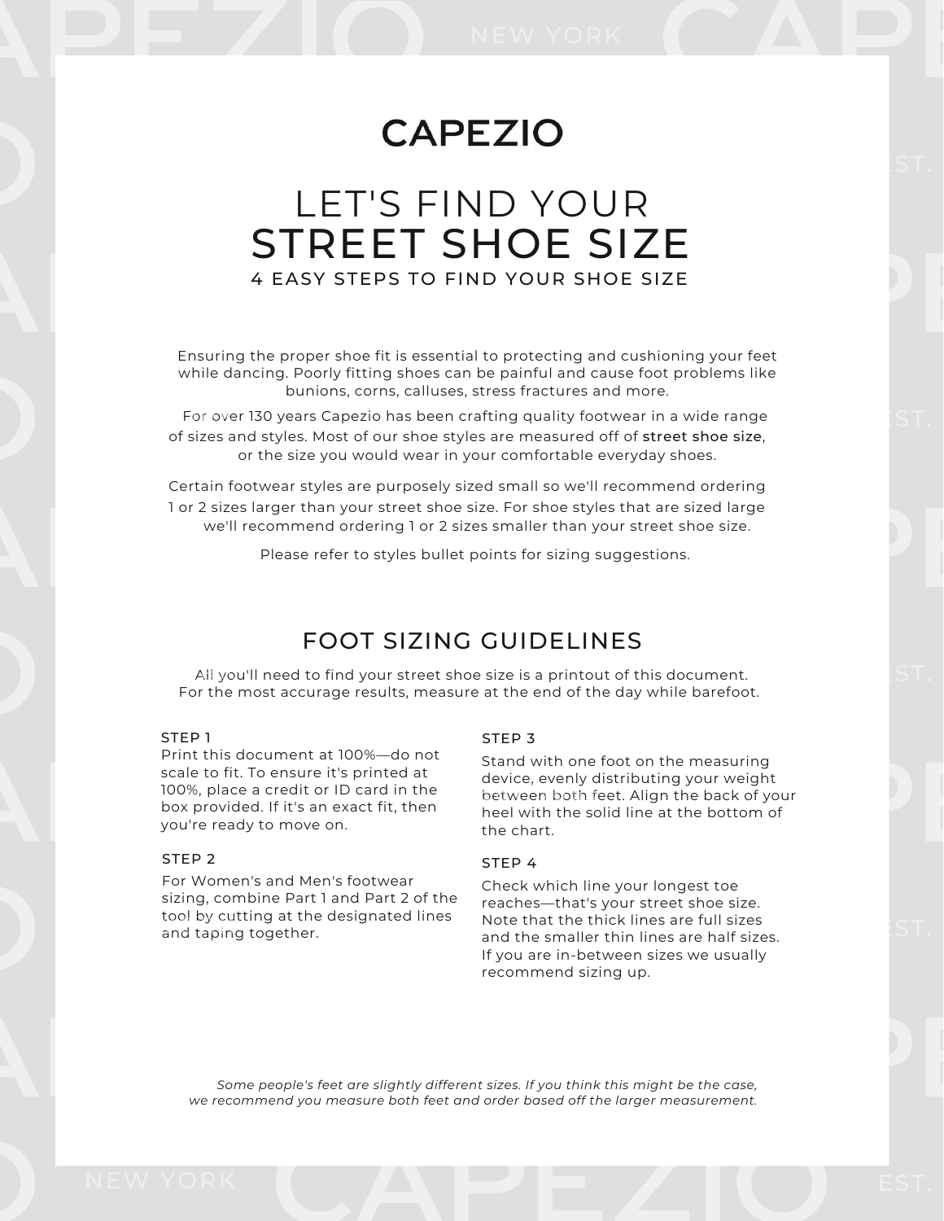# CAPEZIO

## LET'S FIND YOUR STREET SHOE SIZE

### 4 EASY STEPS TO FIND YOUR SHOE SIZE

Ensuring the proper shoe fit is essential to protecting and cushioning your feet while dancing. Poorly fitting shoes can be painful and cause foot problems like bunions, corns, calluses, stress fractures and more.

For over 130 years Capezio has been crafting quality footwear in a wide range of sizes and styles. Most of our shoe styles are measured off of street shoe size, or the size you would wear in your comfortable everyday shoes.

Certain footwear styles are purposely sized small so we'll recommend ordering 1 or 2 sizes larger than your street shoe size. For shoe styles that are sized large we'll recommend ordering 1 or 2 sizes smaller than your street shoe size.

Please refer to styles bullet points for sizing suggestions.

## FOOT SIZING GUIDELINES

All you'll need to find your street shoe size is a printout of this document. For the most accurage results, measure at the end of the day while barefoot.

**STEP 1**

Print this document at 100%—do not scale to fit. To ensure it's printed at 100%, place a credit or ID card in the box provided. If it's an exact fit, then you're ready to move on.

**STEP 2**

For Women's and Men's footwear sizing, combine Part 1 and Part 2 of the tool by cutting at the designated lines and taping together.

**STEP 3**

Stand with one foot on the measuring device, evenly distributing your weight between both feet. Align the back of your heel with the solid line at the bottom of the chart.

**STEP 4**

Check which line your longest toe reaches—that's your street shoe size. Note that the thick lines are full sizes and the smaller thin lines are half sizes. If you are in-between sizes we usually recommend sizing up.

*Some people's feet are slightly different sizes. If you think this might be the case, we recommend you measure both feet and order based off the larger measurement.*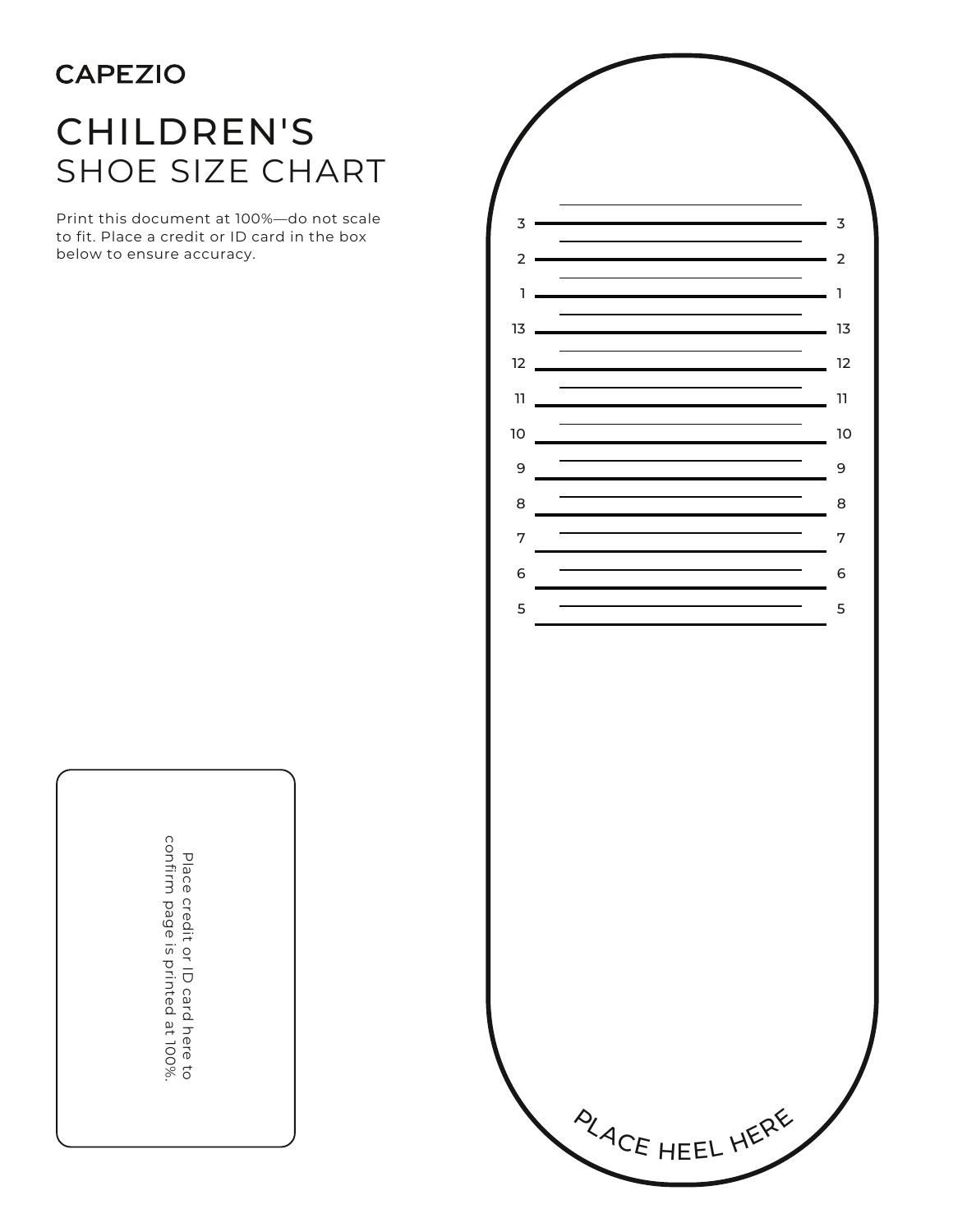**CAPEZIO**

# CHILDREN'S
## SHOE SIZE CHART

Print this document at 100%—do not scale to fit. Place a credit or ID card in the box below to ensure accuracy.

Place credit or ID card here to confirm page is printed at 100%.

3
2
1
13
12
11
10
9
8
7
6
5

PLACE HEEL HERE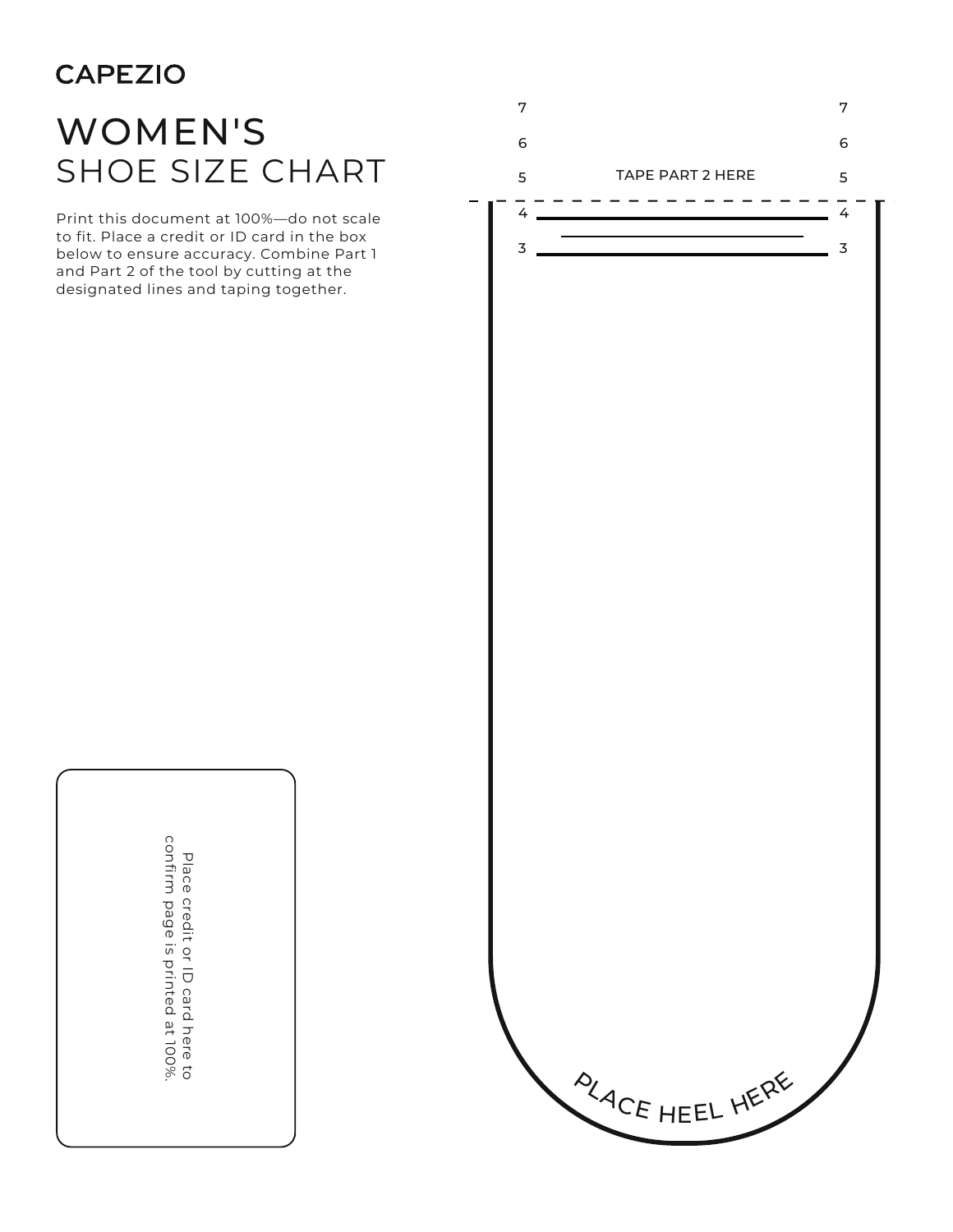CAPEZIO

# WOMEN'S
## SHOE SIZE CHART

Print this document at 100%—do not scale to fit. Place a credit or ID card in the box below to ensure accuracy. Combine Part 1 and Part 2 of the tool by cutting at the designated lines and taping together.

7
6
5
TAPE PART 2 HERE
4
3

Place credit or ID card here to confirm page is printed at 100%.

PLACE HEEL HERE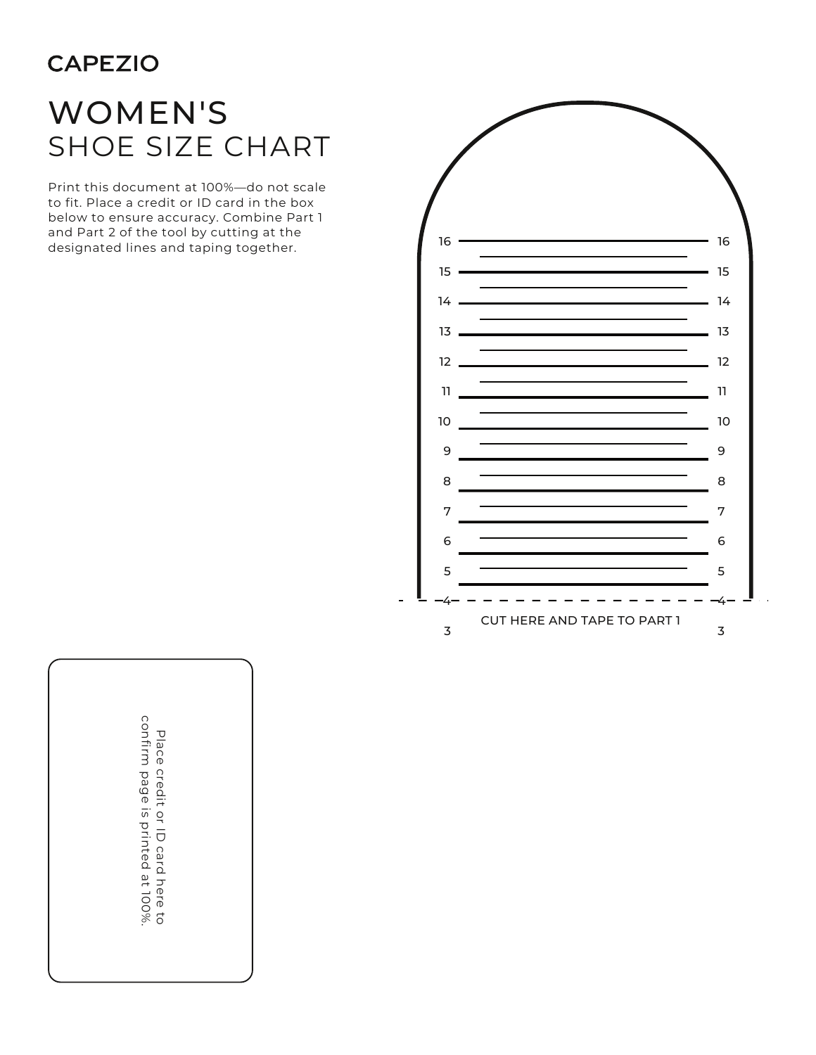CAPEZIO

# WOMEN'S
## SHOE SIZE CHART

Print this document at 100%—do not scale to fit. Place a credit or ID card in the box below to ensure accuracy. Combine Part 1 and Part 2 of the tool by cutting at the designated lines and taping together.

16 16
15 15
14 14
13 13
12 12
11 11
10 10
9 9
8 8
7 7
6 6
5 5
4 4
3 3

CUT HERE AND TAPE TO PART 1

Place credit or ID card here to confirm page is printed at 100%.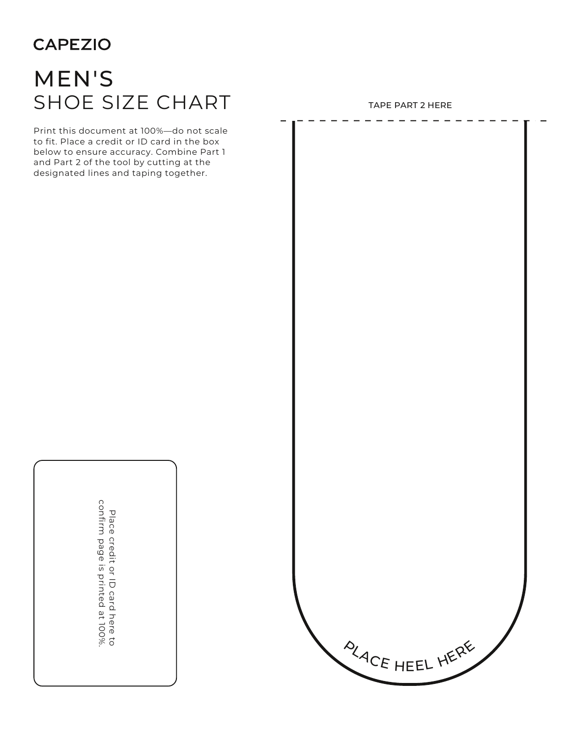CAPEZIO

# MEN'S
## SHOE SIZE CHART

Print this document at 100%—do not scale to fit. Place a credit or ID card in the box below to ensure accuracy. Combine Part 1 and Part 2 of the tool by cutting at the designated lines and taping together.

TAPE PART 2 HERE

Place credit or ID card here to confirm page is printed at 100%.

PLACE HEEL HERE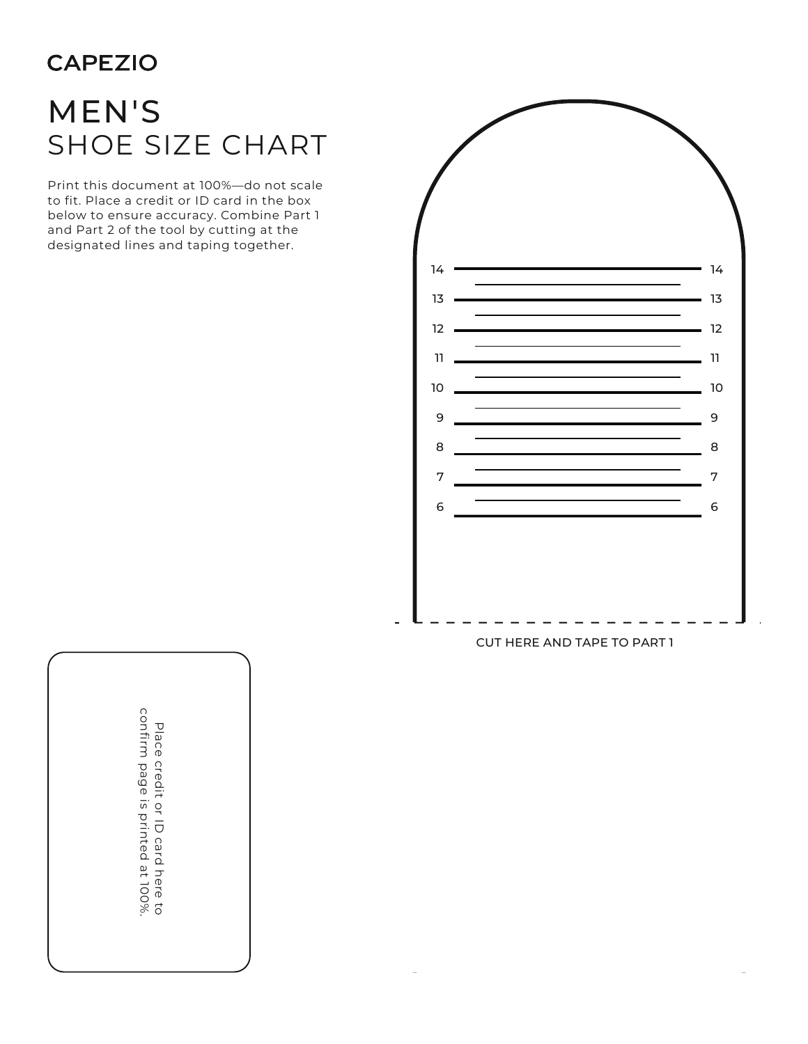**CAPEZIO**

# MEN'S
## SHOE SIZE CHART

Print this document at 100%—do not scale to fit. Place a credit or ID card in the box below to ensure accuracy. Combine Part 1 and Part 2 of the tool by cutting at the designated lines and taping together.

14
13
12
11
10
9
8
7
6

CUT HERE AND TAPE TO PART 1

Place credit or ID card here to confirm page is printed at 100%.